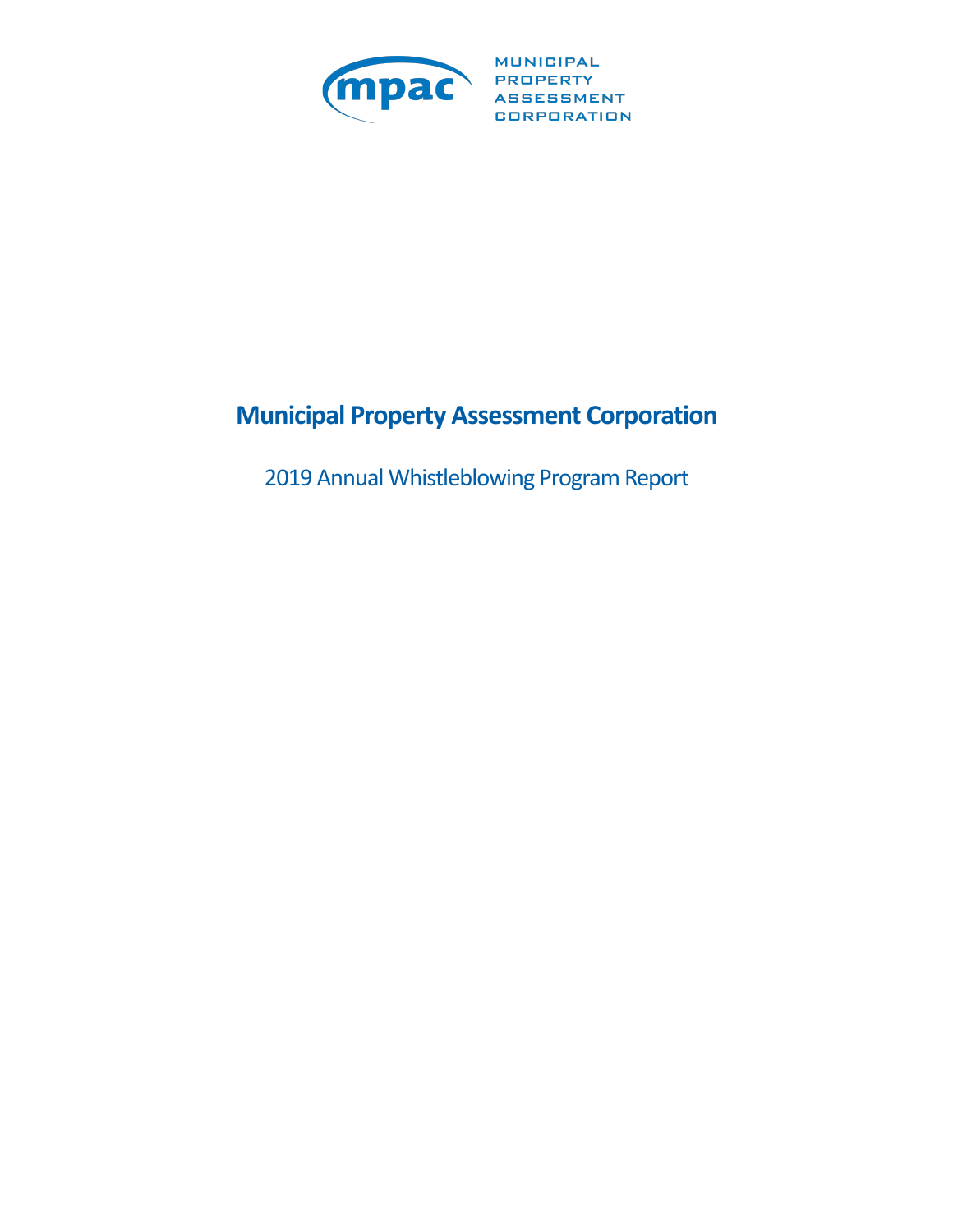mpac

MUNICIPAL
PROPERTY
ASSESSMENT
CORPORATION

# Municipal Property Assessment Corporation

2019 Annual Whistleblowing Program Report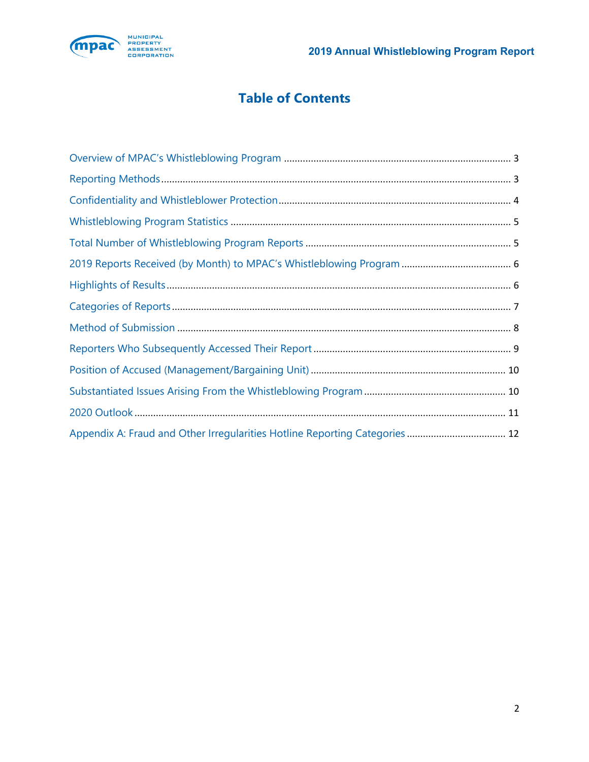# Table of Contents

Overview of MPAC's Whistleblowing Program .................................................. 3

Reporting Methods .................................................. 3

Confidentiality and Whistleblower Protection .................................................. 4

Whistleblowing Program Statistics .................................................. 5

Total Number of Whistleblowing Program Reports .................................................. 5

2019 Reports Received (by Month) to MPAC's Whistleblowing Program .................................................. 6

Highlights of Results .................................................. 6

Categories of Reports .................................................. 7

Method of Submission .................................................. 8

Reporters Who Subsequently Accessed Their Report .................................................. 9

Position of Accused (Management/Bargaining Unit) .................................................. 10

Substantiated Issues Arising From the Whistleblowing Program .................................................. 10

2020 Outlook .................................................. 11

Appendix A: Fraud and Other Irregularities Hotline Reporting Categories .................................................. 12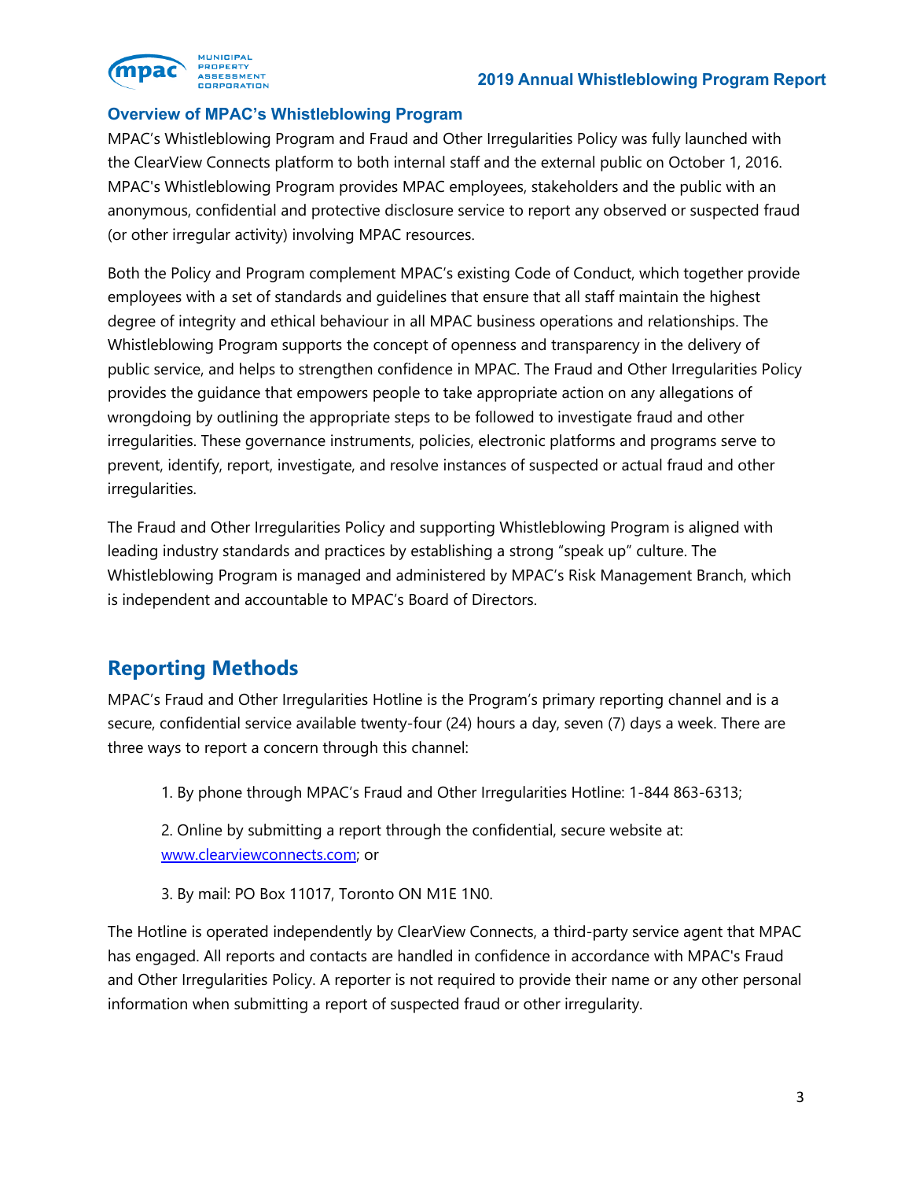### Overview of MPAC's Whistleblowing Program

MPAC's Whistleblowing Program and Fraud and Other Irregularities Policy was fully launched with the ClearView Connects platform to both internal staff and the external public on October 1, 2016. MPAC's Whistleblowing Program provides MPAC employees, stakeholders and the public with an anonymous, confidential and protective disclosure service to report any observed or suspected fraud (or other irregular activity) involving MPAC resources.

Both the Policy and Program complement MPAC's existing Code of Conduct, which together provide employees with a set of standards and guidelines that ensure that all staff maintain the highest degree of integrity and ethical behaviour in all MPAC business operations and relationships. The Whistleblowing Program supports the concept of openness and transparency in the delivery of public service, and helps to strengthen confidence in MPAC. The Fraud and Other Irregularities Policy provides the guidance that empowers people to take appropriate action on any allegations of wrongdoing by outlining the appropriate steps to be followed to investigate fraud and other irregularities. These governance instruments, policies, electronic platforms and programs serve to prevent, identify, report, investigate, and resolve instances of suspected or actual fraud and other irregularities.

The Fraud and Other Irregularities Policy and supporting Whistleblowing Program is aligned with leading industry standards and practices by establishing a strong "speak up" culture. The Whistleblowing Program is managed and administered by MPAC's Risk Management Branch, which is independent and accountable to MPAC's Board of Directors.

## Reporting Methods

MPAC's Fraud and Other Irregularities Hotline is the Program's primary reporting channel and is a secure, confidential service available twenty-four (24) hours a day, seven (7) days a week. There are three ways to report a concern through this channel:

1. By phone through MPAC's Fraud and Other Irregularities Hotline: 1-844 863-6313;
2. Online by submitting a report through the confidential, secure website at: [www.clearviewconnects.com](http://www.clearviewconnects.com); or
3. By mail: PO Box 11017, Toronto ON M1E 1N0.

The Hotline is operated independently by ClearView Connects, a third-party service agent that MPAC has engaged. All reports and contacts are handled in confidence in accordance with MPAC's Fraud and Other Irregularities Policy. A reporter is not required to provide their name or any other personal information when submitting a report of suspected fraud or other irregularity.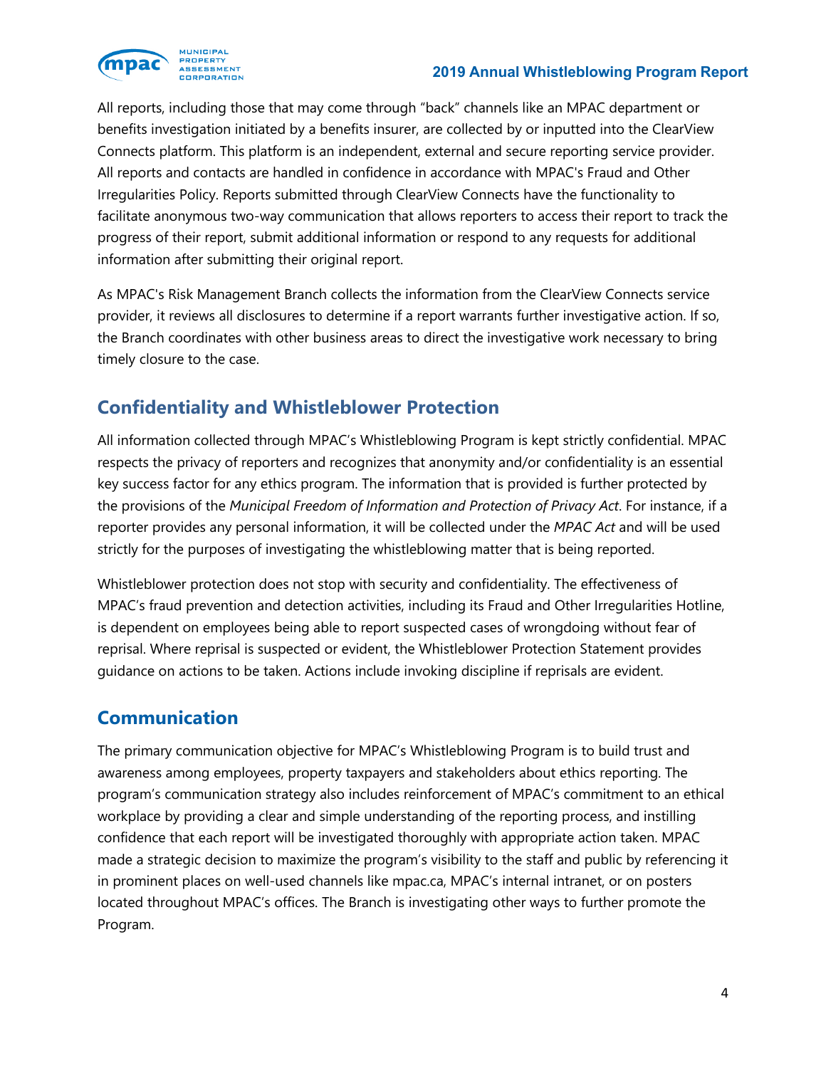All reports, including those that may come through "back" channels like an MPAC department or benefits investigation initiated by a benefits insurer, are collected by or inputted into the ClearView Connects platform. This platform is an independent, external and secure reporting service provider. All reports and contacts are handled in confidence in accordance with MPAC's Fraud and Other Irregularities Policy. Reports submitted through ClearView Connects have the functionality to facilitate anonymous two-way communication that allows reporters to access their report to track the progress of their report, submit additional information or respond to any requests for additional information after submitting their original report.

As MPAC's Risk Management Branch collects the information from the ClearView Connects service provider, it reviews all disclosures to determine if a report warrants further investigative action. If so, the Branch coordinates with other business areas to direct the investigative work necessary to bring timely closure to the case.

## Confidentiality and Whistleblower Protection

All information collected through MPAC's Whistleblowing Program is kept strictly confidential. MPAC respects the privacy of reporters and recognizes that anonymity and/or confidentiality is an essential key success factor for any ethics program. The information that is provided is further protected by the provisions of the *Municipal Freedom of Information and Protection of Privacy Act*. For instance, if a reporter provides any personal information, it will be collected under the *MPAC Act* and will be used strictly for the purposes of investigating the whistleblowing matter that is being reported.

Whistleblower protection does not stop with security and confidentiality. The effectiveness of MPAC's fraud prevention and detection activities, including its Fraud and Other Irregularities Hotline, is dependent on employees being able to report suspected cases of wrongdoing without fear of reprisal. Where reprisal is suspected or evident, the Whistleblower Protection Statement provides guidance on actions to be taken. Actions include invoking discipline if reprisals are evident.

## Communication

The primary communication objective for MPAC's Whistleblowing Program is to build trust and awareness among employees, property taxpayers and stakeholders about ethics reporting. The program's communication strategy also includes reinforcement of MPAC's commitment to an ethical workplace by providing a clear and simple understanding of the reporting process, and instilling confidence that each report will be investigated thoroughly with appropriate action taken. MPAC made a strategic decision to maximize the program's visibility to the staff and public by referencing it in prominent places on well-used channels like mpac.ca, MPAC's internal intranet, or on posters located throughout MPAC's offices. The Branch is investigating other ways to further promote the Program.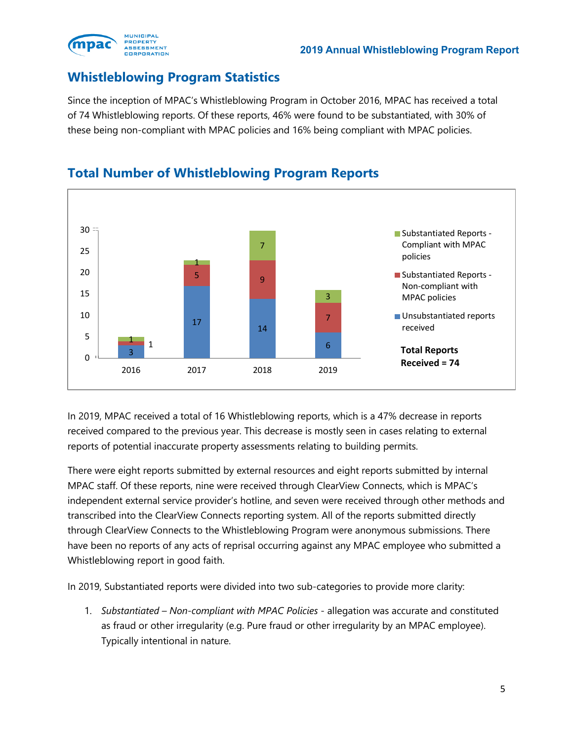## Whistleblowing Program Statistics

Since the inception of MPAC's Whistleblowing Program in October 2016, MPAC has received a total of 74 Whistleblowing reports. Of these reports, 46% were found to be substantiated, with 30% of these being non-compliant with MPAC policies and 16% being compliant with MPAC policies.

## Total Number of Whistleblowing Program Reports

| | 2016 | 2017 | 2018 | 2019 |
|---|---|---|---|---|
| Substantiated Reports - Compliant with MPAC policies | 1 | 1 | 7 | 3 |
| Substantiated Reports - Non-compliant with MPAC policies | 1 | 5 | 9 | 7 |
| Unsubstantiated reports received | 3 | 17 | 14 | 6 |

**Total Reports Received = 74**

In 2019, MPAC received a total of 16 Whistleblowing reports, which is a 47% decrease in reports received compared to the previous year. This decrease is mostly seen in cases relating to external reports of potential inaccurate property assessments relating to building permits.

There were eight reports submitted by external resources and eight reports submitted by internal MPAC staff. Of these reports, nine were received through ClearView Connects, which is MPAC's independent external service provider's hotline, and seven were received through other methods and transcribed into the ClearView Connects reporting system. All of the reports submitted directly through ClearView Connects to the Whistleblowing Program were anonymous submissions. There have been no reports of any acts of reprisal occurring against any MPAC employee who submitted a Whistleblowing report in good faith.

In 2019, Substantiated reports were divided into two sub-categories to provide more clarity:

1. *Substantiated – Non-compliant with MPAC Policies* - allegation was accurate and constituted as fraud or other irregularity (e.g. Pure fraud or other irregularity by an MPAC employee). Typically intentional in nature.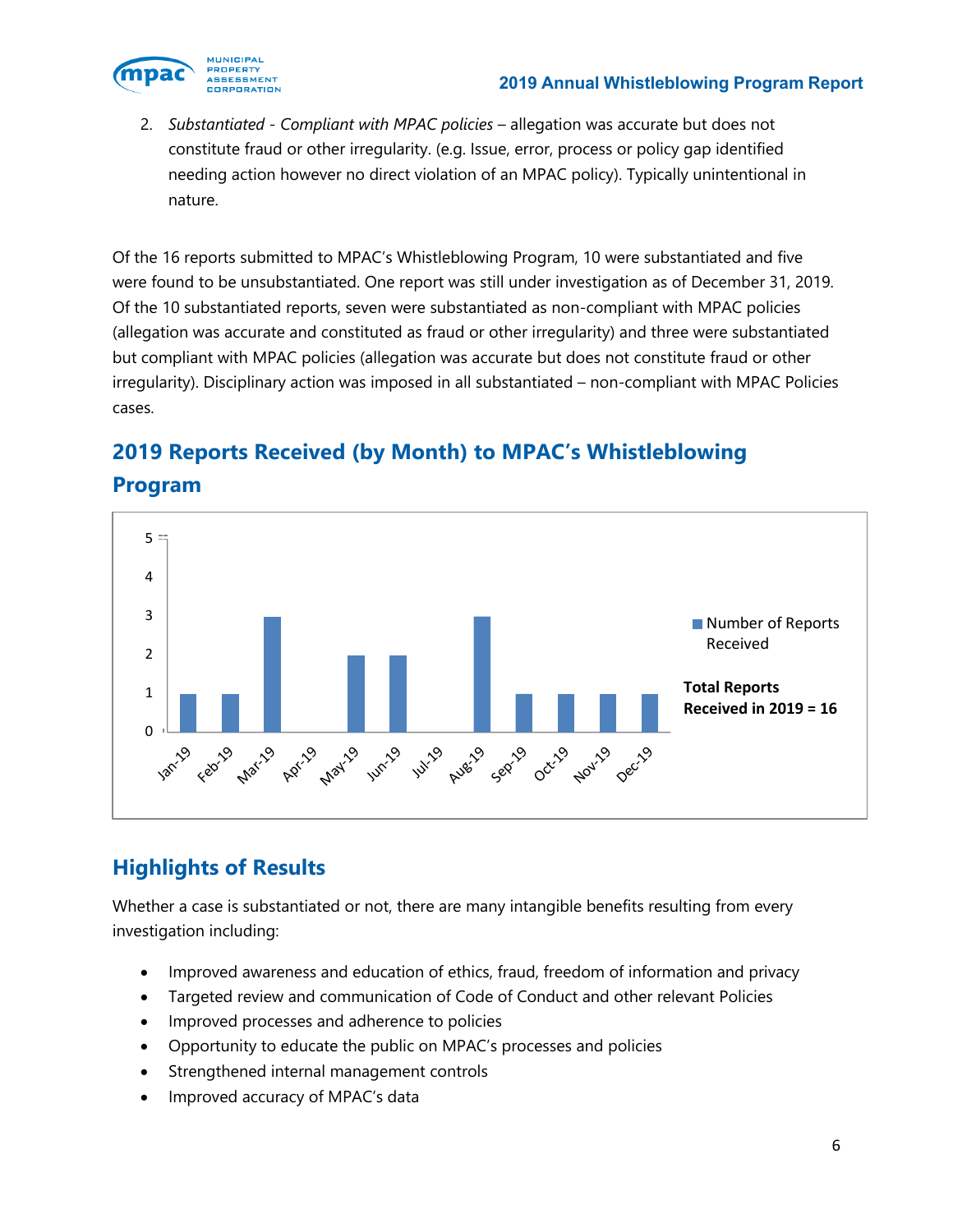2. *Substantiated - Compliant with MPAC policies* – allegation was accurate but does not constitute fraud or other irregularity. (e.g. Issue, error, process or policy gap identified needing action however no direct violation of an MPAC policy). Typically unintentional in nature.

Of the 16 reports submitted to MPAC's Whistleblowing Program, 10 were substantiated and five were found to be unsubstantiated. One report was still under investigation as of December 31, 2019. Of the 10 substantiated reports, seven were substantiated as non-compliant with MPAC policies (allegation was accurate and constituted as fraud or other irregularity) and three were substantiated but compliant with MPAC policies (allegation was accurate but does not constitute fraud or other irregularity). Disciplinary action was imposed in all substantiated – non-compliant with MPAC Policies cases.

## 2019 Reports Received (by Month) to MPAC's Whistleblowing Program

| Month | Number of Reports Received |
|---|---|
| Jan-19 | 1 |
| Feb-19 | 1 |
| Mar-19 | 3 |
| Apr-19 | 0 |
| May-19 | 2 |
| Jun-19 | 2 |
| Jul-19 | 0 |
| Aug-19 | 3 |
| Sep-19 | 1 |
| Oct-19 | 1 |
| Nov-19 | 1 |
| Dec-19 | 1 |

**Total Reports Received in 2019 = 16**

## Highlights of Results

Whether a case is substantiated or not, there are many intangible benefits resulting from every investigation including:

- Improved awareness and education of ethics, fraud, freedom of information and privacy
- Targeted review and communication of Code of Conduct and other relevant Policies
- Improved processes and adherence to policies
- Opportunity to educate the public on MPAC's processes and policies
- Strengthened internal management controls
- Improved accuracy of MPAC's data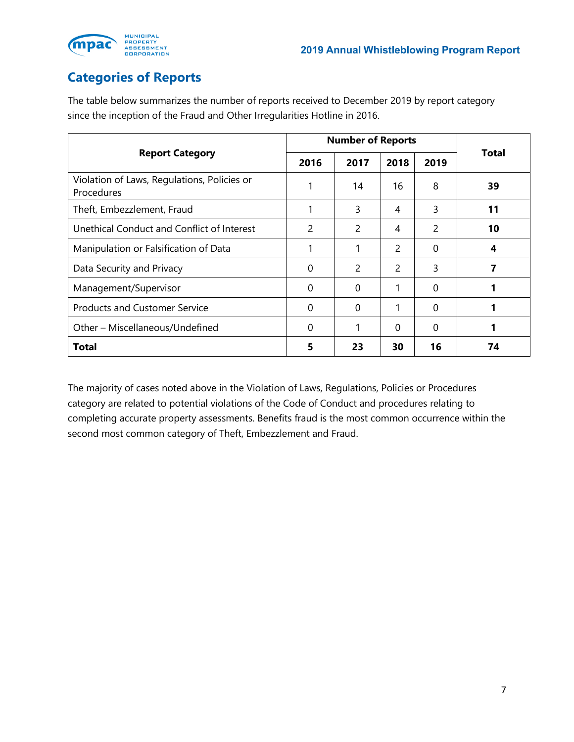## Categories of Reports

The table below summarizes the number of reports received to December 2019 by report category since the inception of the Fraud and Other Irregularities Hotline in 2016.

| Report Category | Number of Reports | | | | Total |
|---|---|---|---|---|---|
| | 2016 | 2017 | 2018 | 2019 | |
| Violation of Laws, Regulations, Policies or Procedures | 1 | 14 | 16 | 8 | **39** |
| Theft, Embezzlement, Fraud | 1 | 3 | 4 | 3 | **11** |
| Unethical Conduct and Conflict of Interest | 2 | 2 | 4 | 2 | **10** |
| Manipulation or Falsification of Data | 1 | 1 | 2 | 0 | **4** |
| Data Security and Privacy | 0 | 2 | 2 | 3 | **7** |
| Management/Supervisor | 0 | 0 | 1 | 0 | **1** |
| Products and Customer Service | 0 | 0 | 1 | 0 | **1** |
| Other – Miscellaneous/Undefined | 0 | 1 | 0 | 0 | **1** |
| **Total** | **5** | **23** | **30** | **16** | **74** |

The majority of cases noted above in the Violation of Laws, Regulations, Policies or Procedures category are related to potential violations of the Code of Conduct and procedures relating to completing accurate property assessments. Benefits fraud is the most common occurrence within the second most common category of Theft, Embezzlement and Fraud.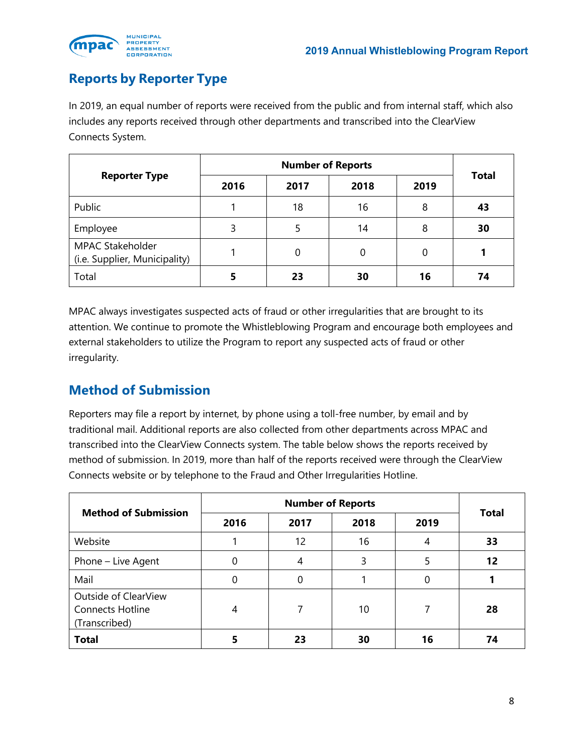## Reports by Reporter Type

In 2019, an equal number of reports were received from the public and from internal staff, which also includes any reports received through other departments and transcribed into the ClearView Connects System.

| Reporter Type | Number of Reports | | | | Total |
|---|---|---|---|---|---|
| | 2016 | 2017 | 2018 | 2019 | |
| Public | 1 | 18 | 16 | 8 | **43** |
| Employee | 3 | 5 | 14 | 8 | **30** |
| MPAC Stakeholder (i.e. Supplier, Municipality) | 1 | 0 | 0 | 0 | **1** |
| Total | **5** | **23** | **30** | **16** | **74** |

MPAC always investigates suspected acts of fraud or other irregularities that are brought to its attention. We continue to promote the Whistleblowing Program and encourage both employees and external stakeholders to utilize the Program to report any suspected acts of fraud or other irregularity.

## Method of Submission

Reporters may file a report by internet, by phone using a toll-free number, by email and by traditional mail. Additional reports are also collected from other departments across MPAC and transcribed into the ClearView Connects system. The table below shows the reports received by method of submission. In 2019, more than half of the reports received were through the ClearView Connects website or by telephone to the Fraud and Other Irregularities Hotline.

| Method of Submission | Number of Reports | | | | Total |
|---|---|---|---|---|---|
| | 2016 | 2017 | 2018 | 2019 | |
| Website | 1 | 12 | 16 | 4 | **33** |
| Phone – Live Agent | 0 | 4 | 3 | 5 | **12** |
| Mail | 0 | 0 | 1 | 0 | **1** |
| Outside of ClearView Connects Hotline (Transcribed) | 4 | 7 | 10 | 7 | **28** |
| **Total** | **5** | **23** | **30** | **16** | **74** |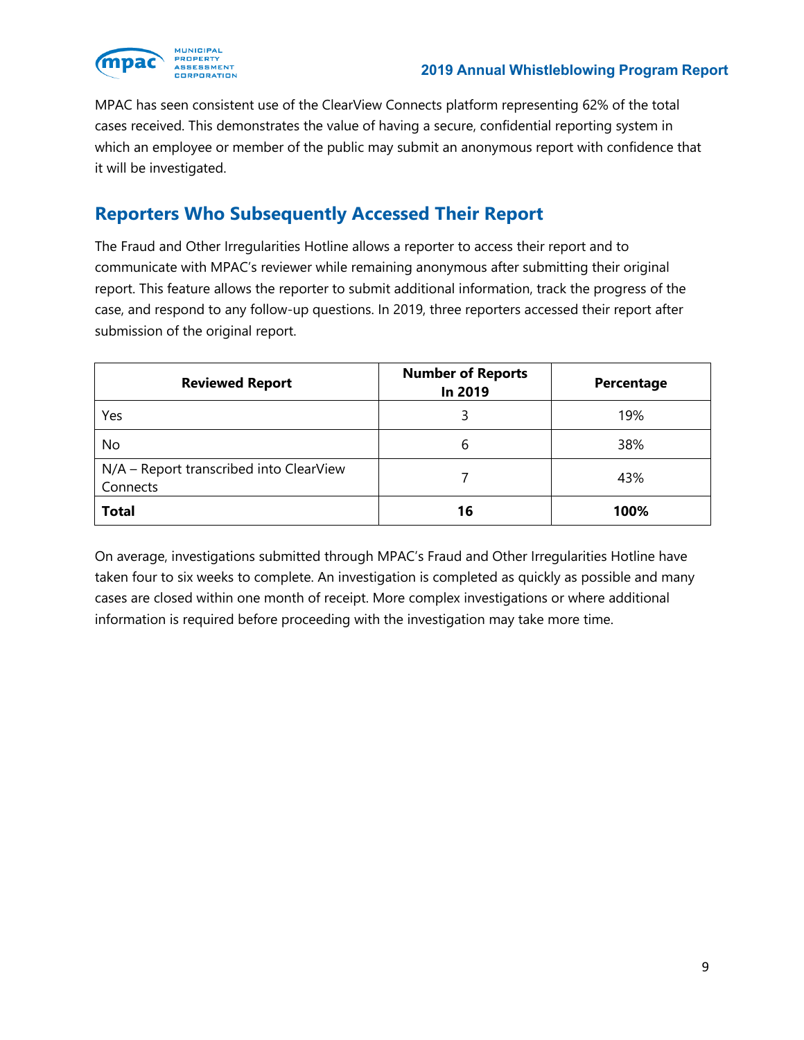MPAC has seen consistent use of the ClearView Connects platform representing 62% of the total cases received. This demonstrates the value of having a secure, confidential reporting system in which an employee or member of the public may submit an anonymous report with confidence that it will be investigated.

## Reporters Who Subsequently Accessed Their Report

The Fraud and Other Irregularities Hotline allows a reporter to access their report and to communicate with MPAC's reviewer while remaining anonymous after submitting their original report. This feature allows the reporter to submit additional information, track the progress of the case, and respond to any follow-up questions. In 2019, three reporters accessed their report after submission of the original report.

| Reviewed Report | Number of Reports In 2019 | Percentage |
|---|---|---|
| Yes | 3 | 19% |
| No | 6 | 38% |
| N/A – Report transcribed into ClearView Connects | 7 | 43% |
| **Total** | **16** | **100%** |

On average, investigations submitted through MPAC's Fraud and Other Irregularities Hotline have taken four to six weeks to complete. An investigation is completed as quickly as possible and many cases are closed within one month of receipt. More complex investigations or where additional information is required before proceeding with the investigation may take more time.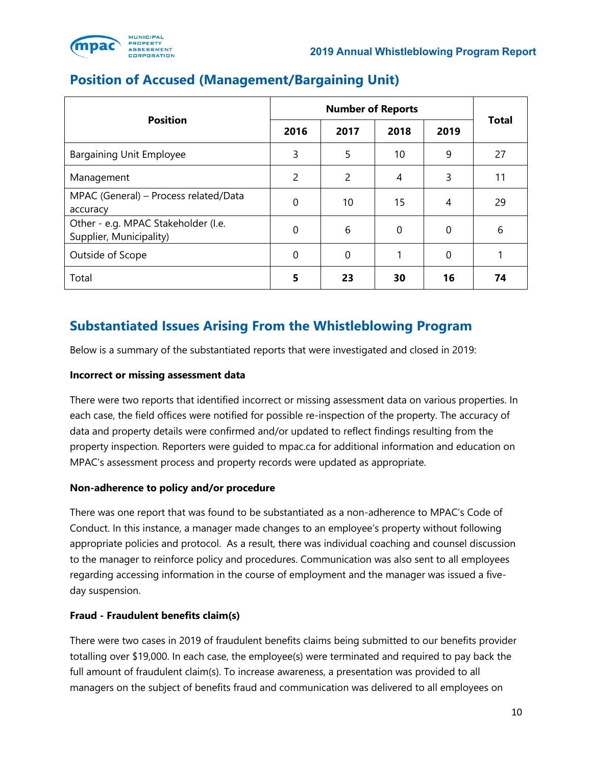## Position of Accused (Management/Bargaining Unit)

| Position | Number of Reports | | | | Total |
|---|---|---|---|---|---|
| | 2016 | 2017 | 2018 | 2019 | |
| Bargaining Unit Employee | 3 | 5 | 10 | 9 | 27 |
| Management | 2 | 2 | 4 | 3 | 11 |
| MPAC (General) – Process related/Data accuracy | 0 | 10 | 15 | 4 | 29 |
| Other - e.g. MPAC Stakeholder (I.e. Supplier, Municipality) | 0 | 6 | 0 | 0 | 6 |
| Outside of Scope | 0 | 0 | 1 | 0 | 1 |
| Total | **5** | **23** | **30** | **16** | **74** |

## Substantiated Issues Arising From the Whistleblowing Program

Below is a summary of the substantiated reports that were investigated and closed in 2019:

**Incorrect or missing assessment data**

There were two reports that identified incorrect or missing assessment data on various properties. In each case, the field offices were notified for possible re-inspection of the property. The accuracy of data and property details were confirmed and/or updated to reflect findings resulting from the property inspection. Reporters were guided to mpac.ca for additional information and education on MPAC's assessment process and property records were updated as appropriate.

**Non-adherence to policy and/or procedure**

There was one report that was found to be substantiated as a non-adherence to MPAC's Code of Conduct. In this instance, a manager made changes to an employee's property without following appropriate policies and protocol. As a result, there was individual coaching and counsel discussion to the manager to reinforce policy and procedures. Communication was also sent to all employees regarding accessing information in the course of employment and the manager was issued a five-day suspension.

**Fraud - Fraudulent benefits claim(s)**

There were two cases in 2019 of fraudulent benefits claims being submitted to our benefits provider totalling over $19,000. In each case, the employee(s) were terminated and required to pay back the full amount of fraudulent claim(s). To increase awareness, a presentation was provided to all managers on the subject of benefits fraud and communication was delivered to all employees on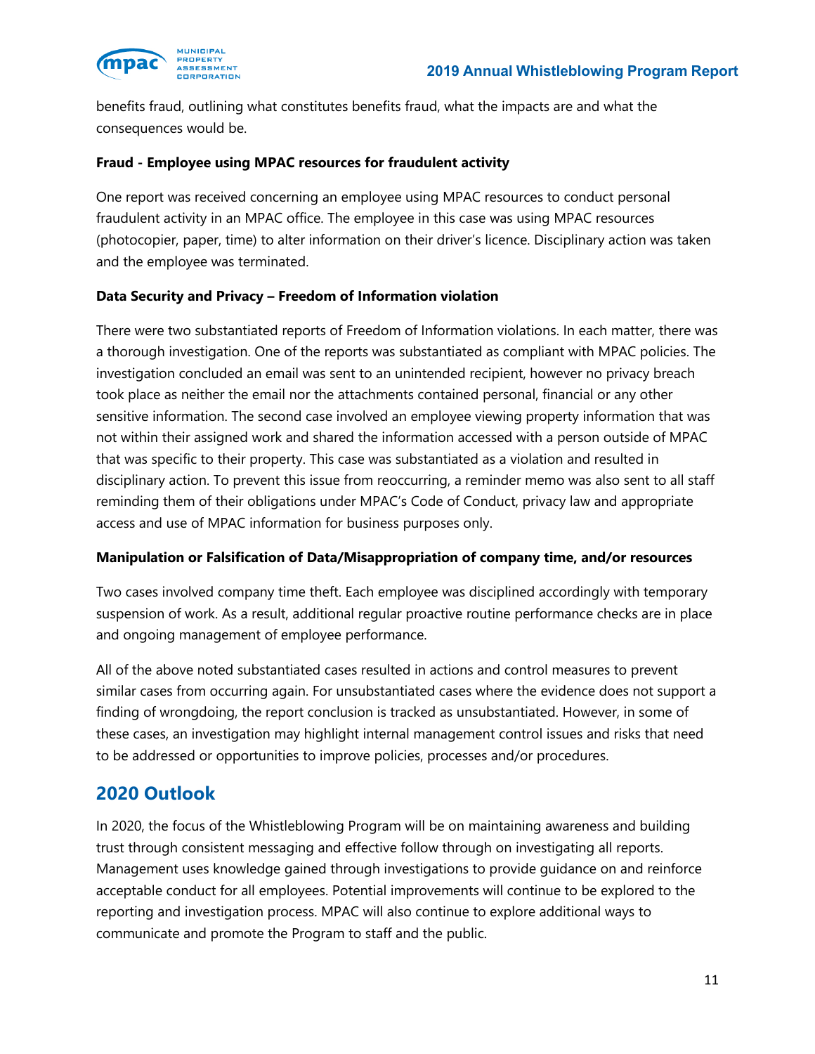benefits fraud, outlining what constitutes benefits fraud, what the impacts are and what the consequences would be.

**Fraud - Employee using MPAC resources for fraudulent activity**

One report was received concerning an employee using MPAC resources to conduct personal fraudulent activity in an MPAC office. The employee in this case was using MPAC resources (photocopier, paper, time) to alter information on their driver's licence. Disciplinary action was taken and the employee was terminated.

**Data Security and Privacy – Freedom of Information violation**

There were two substantiated reports of Freedom of Information violations. In each matter, there was a thorough investigation. One of the reports was substantiated as compliant with MPAC policies. The investigation concluded an email was sent to an unintended recipient, however no privacy breach took place as neither the email nor the attachments contained personal, financial or any other sensitive information. The second case involved an employee viewing property information that was not within their assigned work and shared the information accessed with a person outside of MPAC that was specific to their property. This case was substantiated as a violation and resulted in disciplinary action. To prevent this issue from reoccurring, a reminder memo was also sent to all staff reminding them of their obligations under MPAC's Code of Conduct, privacy law and appropriate access and use of MPAC information for business purposes only.

**Manipulation or Falsification of Data/Misappropriation of company time, and/or resources**

Two cases involved company time theft. Each employee was disciplined accordingly with temporary suspension of work. As a result, additional regular proactive routine performance checks are in place and ongoing management of employee performance.

All of the above noted substantiated cases resulted in actions and control measures to prevent similar cases from occurring again. For unsubstantiated cases where the evidence does not support a finding of wrongdoing, the report conclusion is tracked as unsubstantiated. However, in some of these cases, an investigation may highlight internal management control issues and risks that need to be addressed or opportunities to improve policies, processes and/or procedures.

## 2020 Outlook

In 2020, the focus of the Whistleblowing Program will be on maintaining awareness and building trust through consistent messaging and effective follow through on investigating all reports. Management uses knowledge gained through investigations to provide guidance on and reinforce acceptable conduct for all employees. Potential improvements will continue to be explored to the reporting and investigation process. MPAC will also continue to explore additional ways to communicate and promote the Program to staff and the public.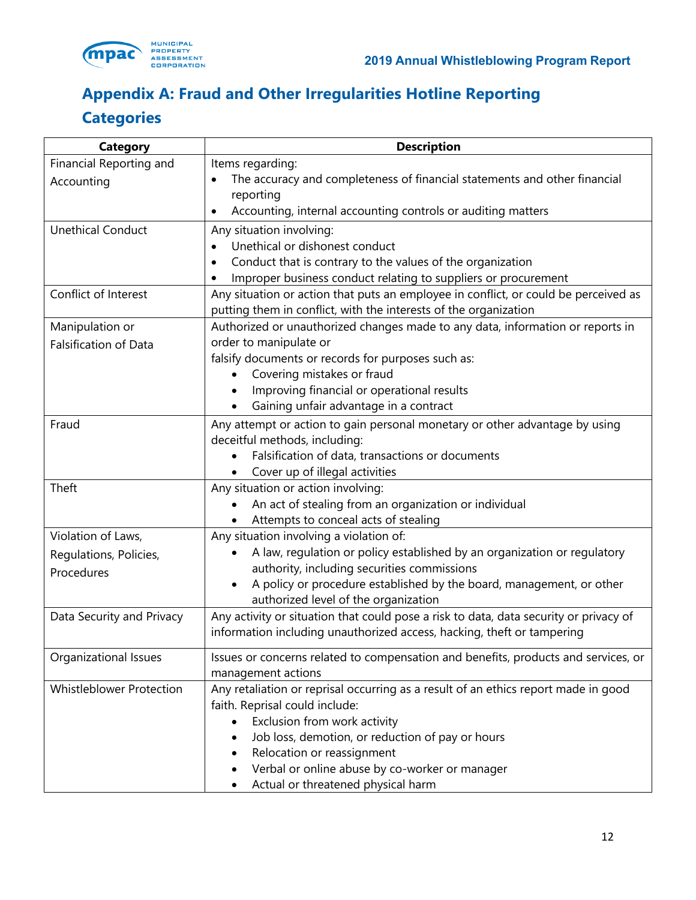## Appendix A: Fraud and Other Irregularities Hotline Reporting Categories

| Category | Description |
|---|---|
| Financial Reporting and Accounting | Items regarding:<br>• The accuracy and completeness of financial statements and other financial reporting<br>• Accounting, internal accounting controls or auditing matters |
| Unethical Conduct | Any situation involving:<br>• Unethical or dishonest conduct<br>• Conduct that is contrary to the values of the organization<br>• Improper business conduct relating to suppliers or procurement |
| Conflict of Interest | Any situation or action that puts an employee in conflict, or could be perceived as putting them in conflict, with the interests of the organization |
| Manipulation or Falsification of Data | Authorized or unauthorized changes made to any data, information or reports in order to manipulate or falsify documents or records for purposes such as:<br>• Covering mistakes or fraud<br>• Improving financial or operational results<br>• Gaining unfair advantage in a contract |
| Fraud | Any attempt or action to gain personal monetary or other advantage by using deceitful methods, including:<br>• Falsification of data, transactions or documents<br>• Cover up of illegal activities |
| Theft | Any situation or action involving:<br>• An act of stealing from an organization or individual<br>• Attempts to conceal acts of stealing |
| Violation of Laws, Regulations, Policies, Procedures | Any situation involving a violation of:<br>• A law, regulation or policy established by an organization or regulatory authority, including securities commissions<br>• A policy or procedure established by the board, management, or other authorized level of the organization |
| Data Security and Privacy | Any activity or situation that could pose a risk to data, data security or privacy of information including unauthorized access, hacking, theft or tampering |
| Organizational Issues | Issues or concerns related to compensation and benefits, products and services, or management actions |
| Whistleblower Protection | Any retaliation or reprisal occurring as a result of an ethics report made in good faith. Reprisal could include:<br>• Exclusion from work activity<br>• Job loss, demotion, or reduction of pay or hours<br>• Relocation or reassignment<br>• Verbal or online abuse by co-worker or manager<br>• Actual or threatened physical harm |